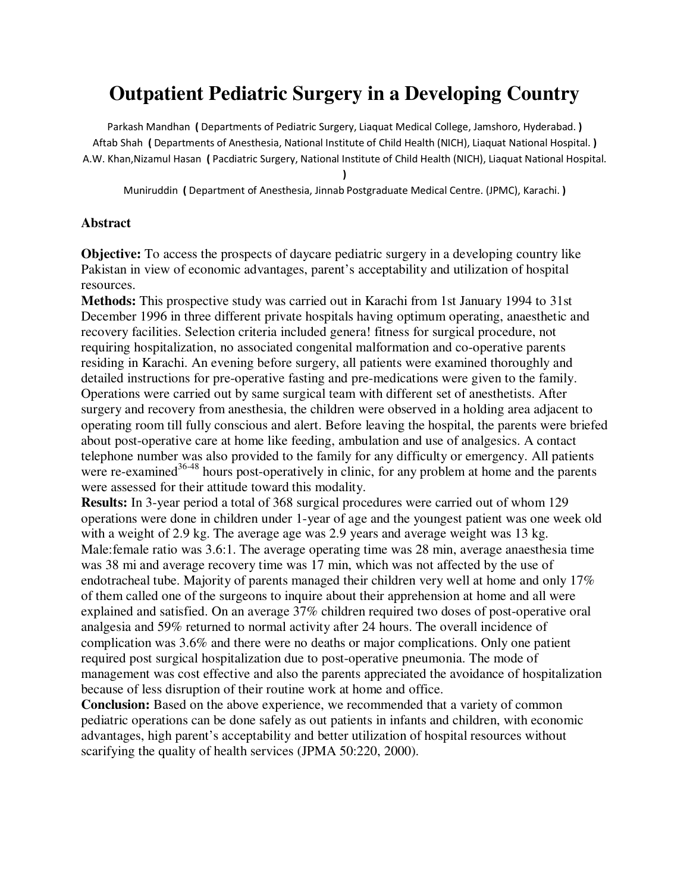# Outpatient Pediatric Surgery in a Developing Country

Parkash Mandhan ( Departments of Pediatric Surgery, Liaquat Medical College, Jamshoro, Hyderabad. )
Aftab Shah ( Departments of Anesthesia, National Institute of Child Health (NICH), Liaquat National Hospital. )
A.W. Khan,Nizamul Hasan ( Pacdiatric Surgery, National Institute of Child Health (NICH), Liaquat National Hospital. )
Muniruddin ( Department of Anesthesia, Jinnab Postgraduate Medical Centre. (JPMC), Karachi. )

## Abstract

**Objective:** To access the prospects of daycare pediatric surgery in a developing country like Pakistan in view of economic advantages, parent's acceptability and utilization of hospital resources.

**Methods:** This prospective study was carried out in Karachi from 1st January 1994 to 31st December 1996 in three different private hospitals having optimum operating, anaesthetic and recovery facilities. Selection criteria included genera! fitness for surgical procedure, not requiring hospitalization, no associated congenital malformation and co-operative parents residing in Karachi. An evening before surgery, all patients were examined thoroughly and detailed instructions for pre-operative fasting and pre-medications were given to the family. Operations were carried out by same surgical team with different set of anesthetists. After surgery and recovery from anesthesia, the children were observed in a holding area adjacent to operating room till fully conscious and alert. Before leaving the hospital, the parents were briefed about post-operative care at home like feeding, ambulation and use of analgesics. A contact telephone number was also provided to the family for any difficulty or emergency. All patients were re-examined[36-48] hours post-operatively in clinic, for any problem at home and the parents were assessed for their attitude toward this modality.

**Results:** In 3-year period a total of 368 surgical procedures were carried out of whom 129 operations were done in children under 1-year of age and the youngest patient was one week old with a weight of 2.9 kg. The average age was 2.9 years and average weight was 13 kg. Male:female ratio was 3.6:1. The average operating time was 28 min, average anaesthesia time was 38 mi and average recovery time was 17 min, which was not affected by the use of endotracheal tube. Majority of parents managed their children very well at home and only 17% of them called one of the surgeons to inquire about their apprehension at home and all were explained and satisfied. On an average 37% children required two doses of post-operative oral analgesia and 59% returned to normal activity after 24 hours. The overall incidence of complication was 3.6% and there were no deaths or major complications. Only one patient required post surgical hospitalization due to post-operative pneumonia. The mode of management was cost effective and also the parents appreciated the avoidance of hospitalization because of less disruption of their routine work at home and office.

**Conclusion:** Based on the above experience, we recommended that a variety of common pediatric operations can be done safely as out patients in infants and children, with economic advantages, high parent's acceptability and better utilization of hospital resources without scarifying the quality of health services (JPMA 50:220, 2000).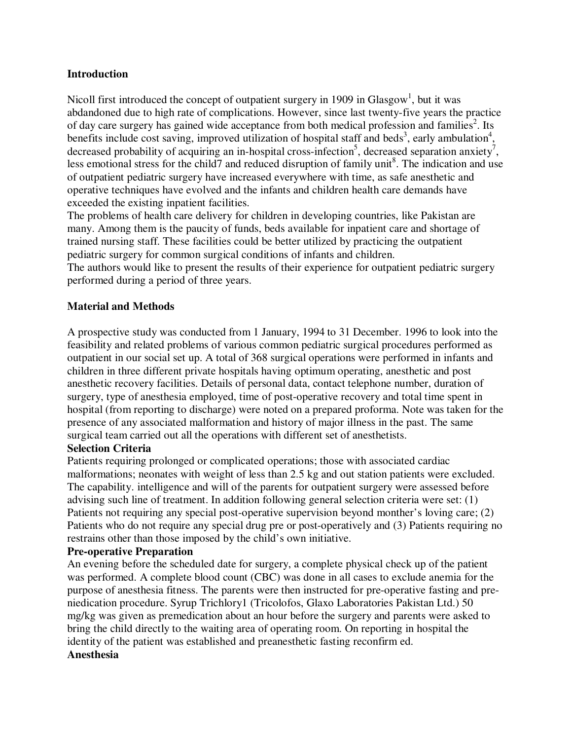## Introduction

Nicoll first introduced the concept of outpatient surgery in 1909 in Glasgow[1], but it was abdandoned due to high rate of complications. However, since last twenty-five years the practice of day care surgery has gained wide acceptance from both medical profession and families[2]. Its benefits include cost saving, improved utilization of hospital staff and beds[3], early ambulation[4], decreased probability of acquiring an in-hospital cross-infection[5], decreased separation anxiety[7], less emotional stress for the child7 and reduced disruption of family unit[8]. The indication and use of outpatient pediatric surgery have increased everywhere with time, as safe anesthetic and operative techniques have evolved and the infants and children health care demands have exceeded the existing inpatient facilities.

The problems of health care delivery for children in developing countries, like Pakistan are many. Among them is the paucity of funds, beds available for inpatient care and shortage of trained nursing staff. These facilities could be better utilized by practicing the outpatient pediatric surgery for common surgical conditions of infants and children.

The authors would like to present the results of their experience for outpatient pediatric surgery performed during a period of three years.

## Material and Methods

A prospective study was conducted from 1 January, 1994 to 31 December. 1996 to look into the feasibility and related problems of various common pediatric surgical procedures performed as outpatient in our social set up. A total of 368 surgical operations were performed in infants and children in three different private hospitals having optimum operating, anesthetic and post anesthetic recovery facilities. Details of personal data, contact telephone number, duration of surgery, type of anesthesia employed, time of post-operative recovery and total time spent in hospital (from reporting to discharge) were noted on a prepared proforma. Note was taken for the presence of any associated malformation and history of major illness in the past. The same surgical team carried out all the operations with different set of anesthetists.

### Selection Criteria

Patients requiring prolonged or complicated operations; those with associated cardiac malformations; neonates with weight of less than 2.5 kg and out station patients were excluded. The capability. intelligence and will of the parents for outpatient surgery were assessed before advising such line of treatment. In addition following general selection criteria were set: (1) Patients not requiring any special post-operative supervision beyond monther's loving care; (2) Patients who do not require any special drug pre or post-operatively and (3) Patients requiring no restrains other than those imposed by the child's own initiative.

### Pre-operative Preparation

An evening before the scheduled date for surgery, a complete physical check up of the patient was performed. A complete blood count (CBC) was done in all cases to exclude anemia for the purpose of anesthesia fitness. The parents were then instructed for pre-operative fasting and pre-niedication procedure. Syrup Trichlory1 (Tricolofos, Glaxo Laboratories Pakistan Ltd.) 50 mg/kg was given as premedication about an hour before the surgery and parents were asked to bring the child directly to the waiting area of operating room. On reporting in hospital the identity of the patient was established and preanesthetic fasting reconfirm ed.

### Anesthesia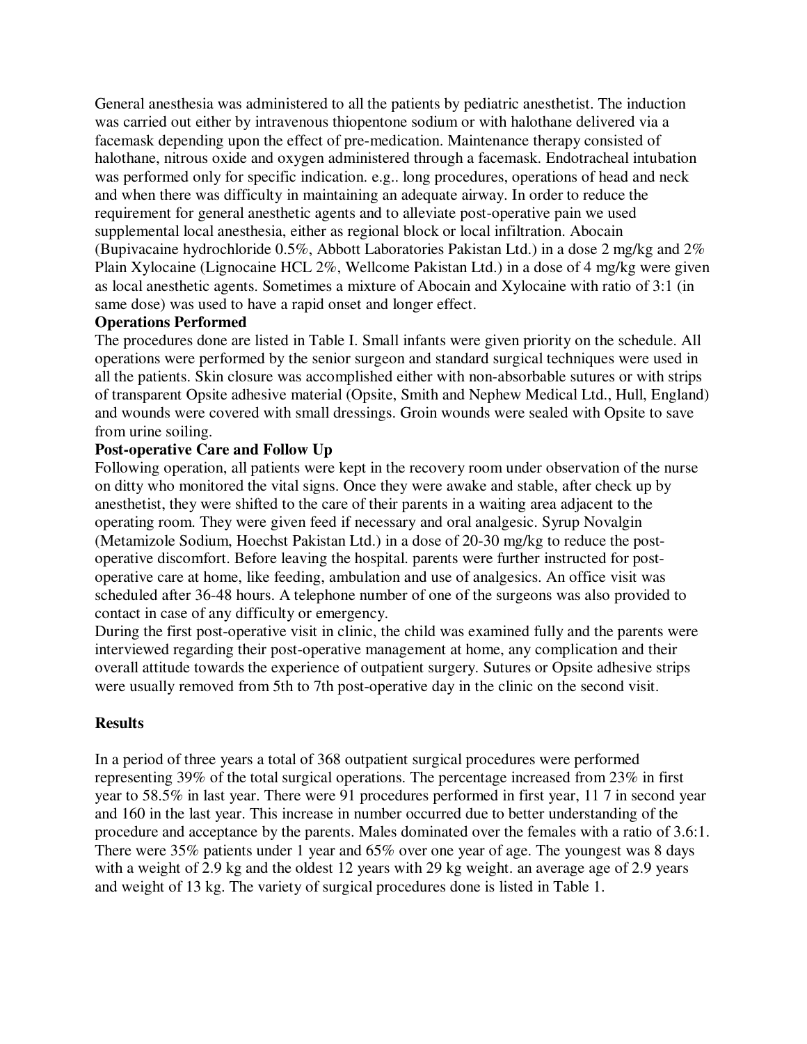General anesthesia was administered to all the patients by pediatric anesthetist. The induction was carried out either by intravenous thiopentone sodium or with halothane delivered via a facemask depending upon the effect of pre-medication. Maintenance therapy consisted of halothane, nitrous oxide and oxygen administered through a facemask. Endotracheal intubation was performed only for specific indication. e.g.. long procedures, operations of head and neck and when there was difficulty in maintaining an adequate airway. In order to reduce the requirement for general anesthetic agents and to alleviate post-operative pain we used supplemental local anesthesia, either as regional block or local infiltration. Abocain (Bupivacaine hydrochloride 0.5%, Abbott Laboratories Pakistan Ltd.) in a dose 2 mg/kg and 2% Plain Xylocaine (Lignocaine HCL 2%, Wellcome Pakistan Ltd.) in a dose of 4 mg/kg were given as local anesthetic agents. Sometimes a mixture of Abocain and Xylocaine with ratio of 3:1 (in same dose) was used to have a rapid onset and longer effect.

**Operations Performed**

The procedures done are listed in Table I. Small infants were given priority on the schedule. All operations were performed by the senior surgeon and standard surgical techniques were used in all the patients. Skin closure was accomplished either with non-absorbable sutures or with strips of transparent Opsite adhesive material (Opsite, Smith and Nephew Medical Ltd., Hull, England) and wounds were covered with small dressings. Groin wounds were sealed with Opsite to save from urine soiling.

**Post-operative Care and Follow Up**

Following operation, all patients were kept in the recovery room under observation of the nurse on ditty who monitored the vital signs. Once they were awake and stable, after check up by anesthetist, they were shifted to the care of their parents in a waiting area adjacent to the operating room. They were given feed if necessary and oral analgesic. Syrup Novalgin (Metamizole Sodium, Hoechst Pakistan Ltd.) in a dose of 20-30 mg/kg to reduce the post-operative discomfort. Before leaving the hospital. parents were further instructed for post-operative care at home, like feeding, ambulation and use of analgesics. An office visit was scheduled after 36-48 hours. A telephone number of one of the surgeons was also provided to contact in case of any difficulty or emergency.

During the first post-operative visit in clinic, the child was examined fully and the parents were interviewed regarding their post-operative management at home, any complication and their overall attitude towards the experience of outpatient surgery. Sutures or Opsite adhesive strips were usually removed from 5th to 7th post-operative day in the clinic on the second visit.

## Results

In a period of three years a total of 368 outpatient surgical procedures were performed representing 39% of the total surgical operations. The percentage increased from 23% in first year to 58.5% in last year. There were 91 procedures performed in first year, 11 7 in second year and 160 in the last year. This increase in number occurred due to better understanding of the procedure and acceptance by the parents. Males dominated over the females with a ratio of 3.6:1. There were 35% patients under 1 year and 65% over one year of age. The youngest was 8 days with a weight of 2.9 kg and the oldest 12 years with 29 kg weight. an average age of 2.9 years and weight of 13 kg. The variety of surgical procedures done is listed in Table 1.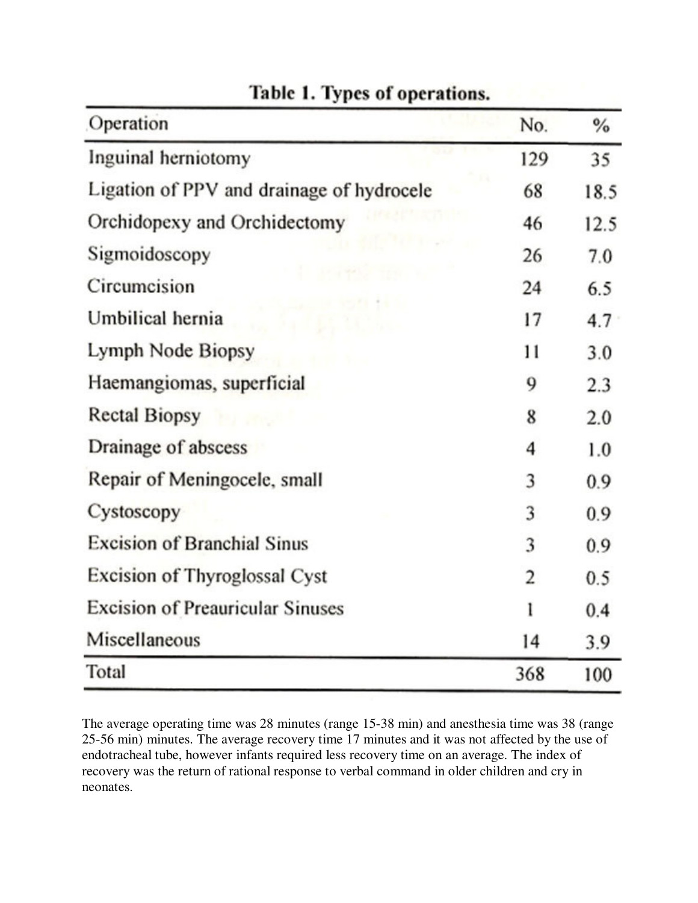**Table 1. Types of operations.**

| Operation | No. | % |
|---|---|---|
| Inguinal herniotomy | 129 | 35 |
| Ligation of PPV and drainage of hydrocele | 68 | 18.5 |
| Orchidopexy and Orchidectomy | 46 | 12.5 |
| Sigmoidoscopy | 26 | 7.0 |
| Circumcision | 24 | 6.5 |
| Umbilical hernia | 17 | 4.7 |
| Lymph Node Biopsy | 11 | 3.0 |
| Haemangiomas, superficial | 9 | 2.3 |
| Rectal Biopsy | 8 | 2.0 |
| Drainage of abscess | 4 | 1.0 |
| Repair of Meningocele, small | 3 | 0.9 |
| Cystoscopy | 3 | 0.9 |
| Excision of Branchial Sinus | 3 | 0.9 |
| Excision of Thyroglossal Cyst | 2 | 0.5 |
| Excision of Preauricular Sinuses | 1 | 0.4 |
| Miscellaneous | 14 | 3.9 |
| Total | 368 | 100 |

The average operating time was 28 minutes (range 15-38 min) and anesthesia time was 38 (range 25-56 min) minutes. The average recovery time 17 minutes and it was not affected by the use of endotracheal tube, however infants required less recovery time on an average. The index of recovery was the return of rational response to verbal command in older children and cry in neonates.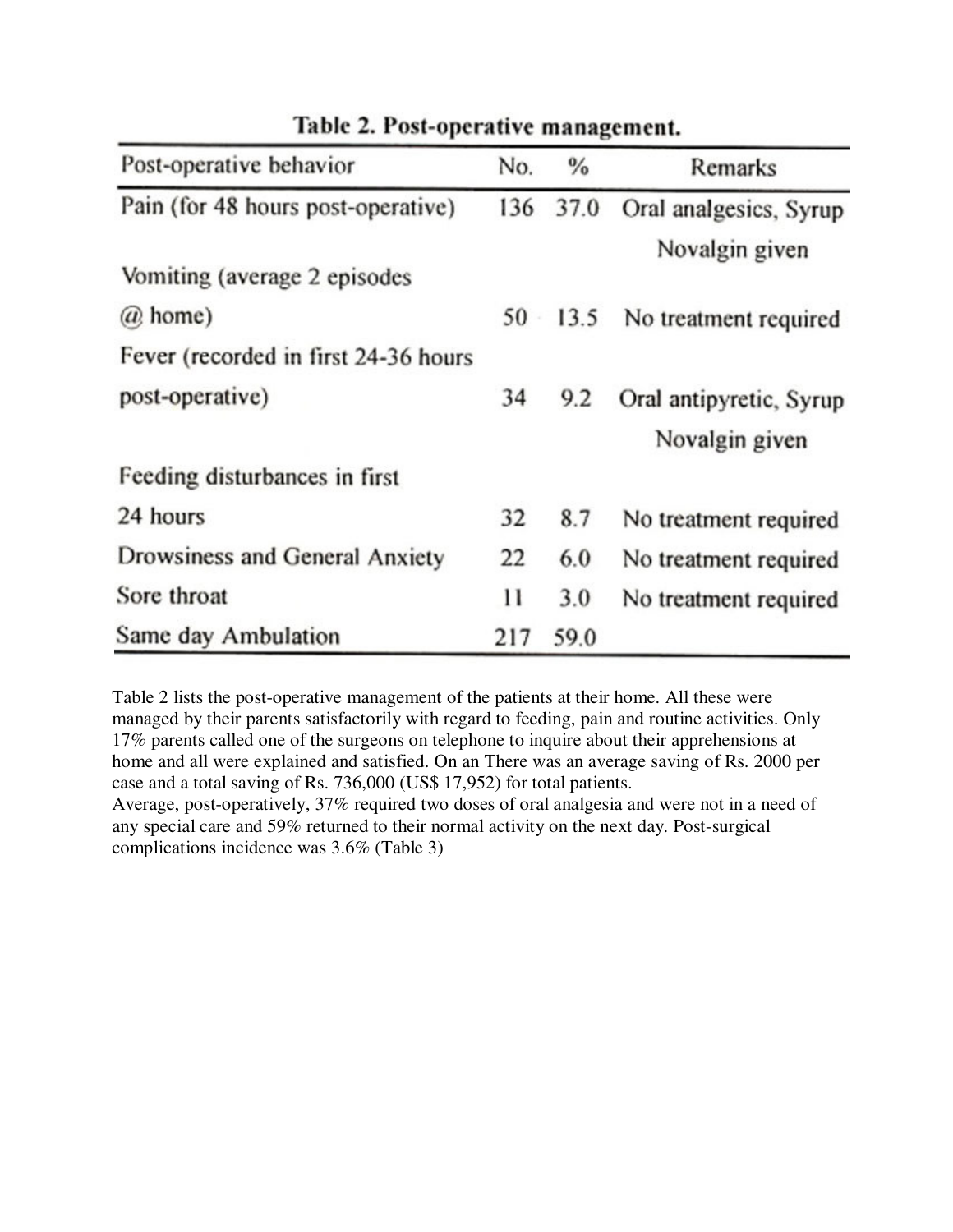Table 2. Post-operative management.

| Post-operative behavior | No. | % | Remarks |
|---|---|---|---|
| Pain (for 48 hours post-operative) | 136 | 37.0 | Oral analgesics, Syrup Novalgin given |
| Vomiting (average 2 episodes @ home) | 50 | 13.5 | No treatment required |
| Fever (recorded in first 24-36 hours post-operative) | 34 | 9.2 | Oral antipyretic, Syrup Novalgin given |
| Feeding disturbances in first 24 hours | 32 | 8.7 | No treatment required |
| Drowsiness and General Anxiety | 22 | 6.0 | No treatment required |
| Sore throat | 11 | 3.0 | No treatment required |
| Same day Ambulation | 217 | 59.0 | |

Table 2 lists the post-operative management of the patients at their home. All these were managed by their parents satisfactorily with regard to feeding, pain and routine activities. Only 17% parents called one of the surgeons on telephone to inquire about their apprehensions at home and all were explained and satisfied. On an There was an average saving of Rs. 2000 per case and a total saving of Rs. 736,000 (US$ 17,952) for total patients.

Average, post-operatively, 37% required two doses of oral analgesia and were not in a need of any special care and 59% returned to their normal activity on the next day. Post-surgical complications incidence was 3.6% (Table 3)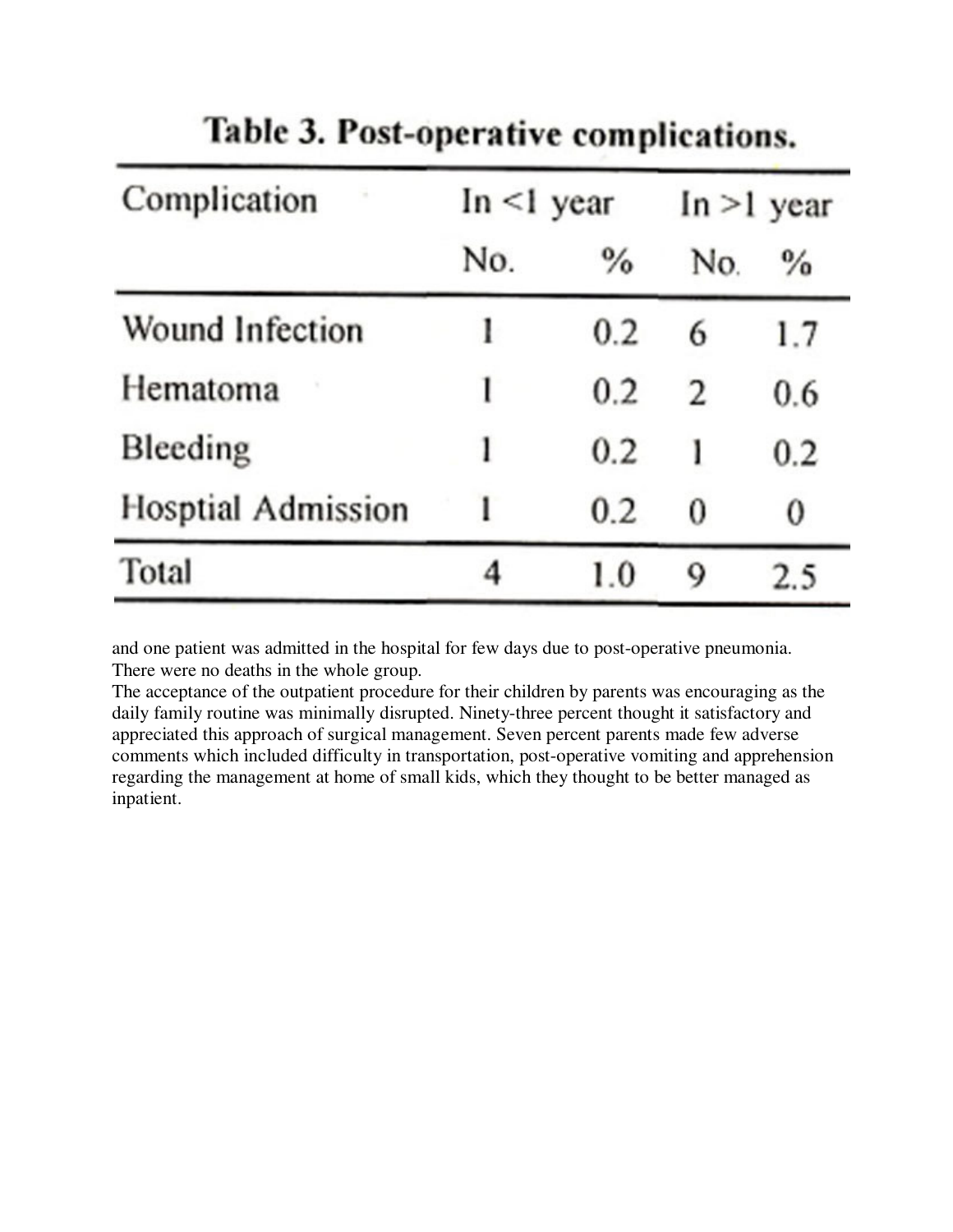**Table 3. Post-operative complications.**

| Complication | In <1 year | | In >1 year | |
|---|---|---|---|---|
| | No. | % | No. | % |
| Wound Infection | 1 | 0.2 | 6 | 1.7 |
| Hematoma | 1 | 0.2 | 2 | 0.6 |
| Bleeding | 1 | 0.2 | 1 | 0.2 |
| Hosptial Admission | 1 | 0.2 | 0 | 0 |
| Total | 4 | 1.0 | 9 | 2.5 |

and one patient was admitted in the hospital for few days due to post-operative pneumonia. There were no deaths in the whole group.

The acceptance of the outpatient procedure for their children by parents was encouraging as the daily family routine was minimally disrupted. Ninety-three percent thought it satisfactory and appreciated this approach of surgical management. Seven percent parents made few adverse comments which included difficulty in transportation, post-operative vomiting and apprehension regarding the management at home of small kids, which they thought to be better managed as inpatient.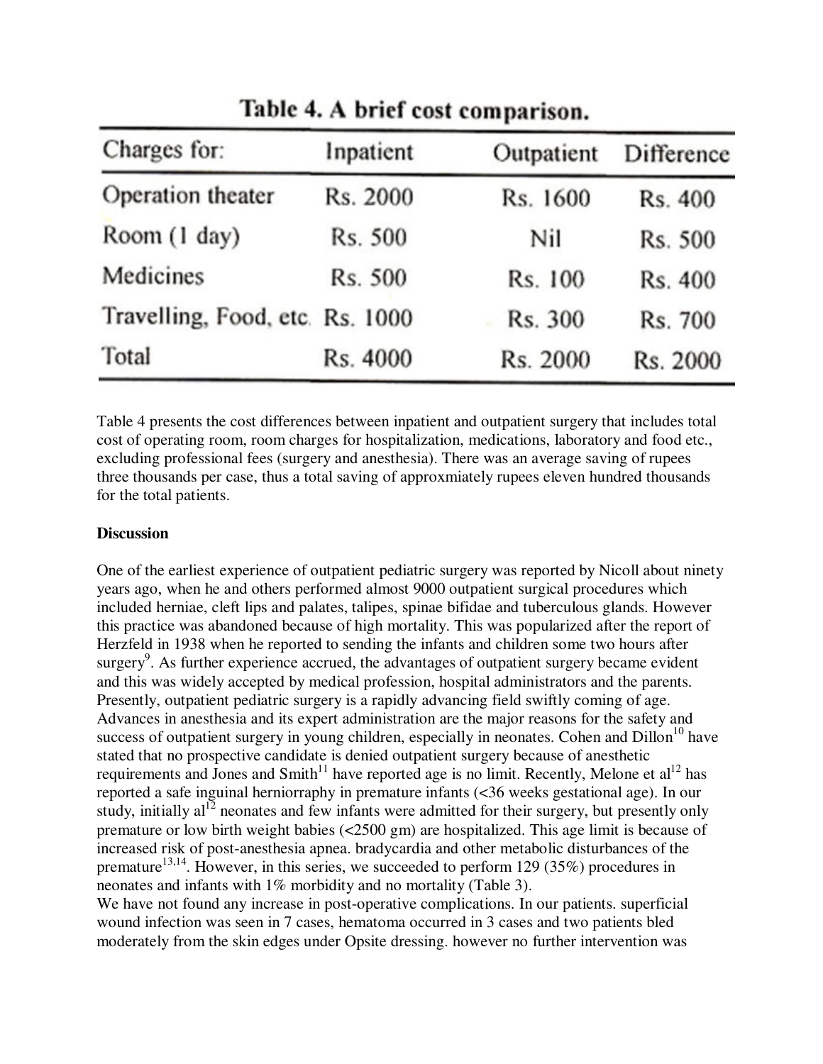Table 4. A brief cost comparison.

| Charges for: | Inpatient | Outpatient | Difference |
|---|---|---|---|
| Operation theater | Rs. 2000 | Rs. 1600 | Rs. 400 |
| Room (1 day) | Rs. 500 | Nil | Rs. 500 |
| Medicines | Rs. 500 | Rs. 100 | Rs. 400 |
| Travelling, Food, etc. | Rs. 1000 | Rs. 300 | Rs. 700 |
| Total | Rs. 4000 | Rs. 2000 | Rs. 2000 |

Table 4 presents the cost differences between inpatient and outpatient surgery that includes total cost of operating room, room charges for hospitalization, medications, laboratory and food etc., excluding professional fees (surgery and anesthesia). There was an average saving of rupees three thousands per case, thus a total saving of approxmiately rupees eleven hundred thousands for the total patients.

**Discussion**

One of the earliest experience of outpatient pediatric surgery was reported by Nicoll about ninety years ago, when he and others performed almost 9000 outpatient surgical procedures which included herniae, cleft lips and palates, talipes, spinae bifidae and tuberculous glands. However this practice was abandoned because of high mortality. This was popularized after the report of Herzfeld in 1938 when he reported to sending the infants and children some two hours after surgery[9]. As further experience accrued, the advantages of outpatient surgery became evident and this was widely accepted by medical profession, hospital administrators and the parents. Presently, outpatient pediatric surgery is a rapidly advancing field swiftly coming of age. Advances in anesthesia and its expert administration are the major reasons for the safety and success of outpatient surgery in young children, especially in neonates. Cohen and Dillon[10] have stated that no prospective candidate is denied outpatient surgery because of anesthetic requirements and Jones and Smith[11] have reported age is no limit. Recently, Melone et al[12] has reported a safe inguinal herniorraphy in premature infants (<36 weeks gestational age). In our study, initially al[12] neonates and few infants were admitted for their surgery, but presently only premature or low birth weight babies (<2500 gm) are hospitalized. This age limit is because of increased risk of post-anesthesia apnea. bradycardia and other metabolic disturbances of the premature[13,14]. However, in this series, we succeeded to perform 129 (35%) procedures in neonates and infants with 1% morbidity and no mortality (Table 3).

We have not found any increase in post-operative complications. In our patients. superficial wound infection was seen in 7 cases, hematoma occurred in 3 cases and two patients bled moderately from the skin edges under Opsite dressing. however no further intervention was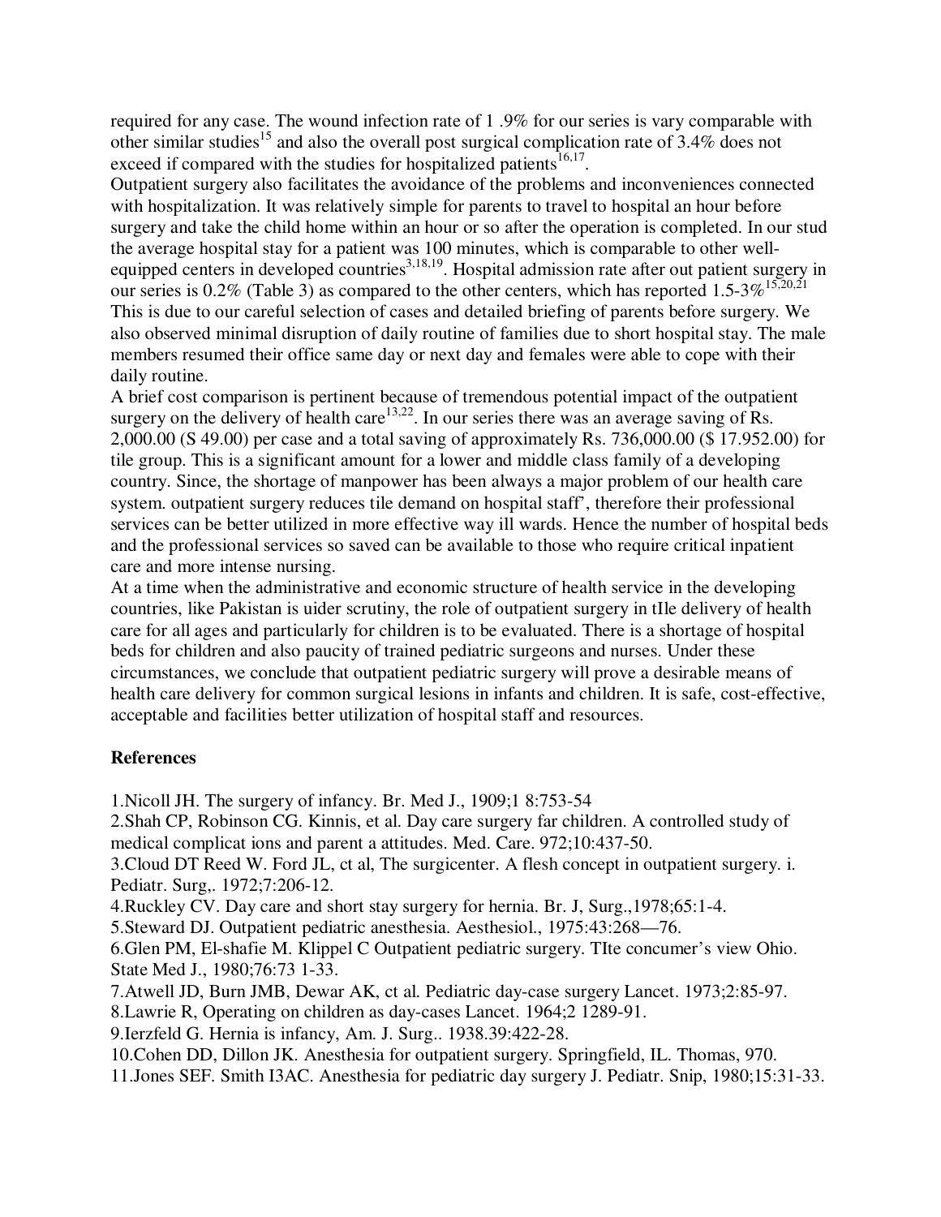required for any case. The wound infection rate of 1 .9% for our series is vary comparable with other similar studies[15] and also the overall post surgical complication rate of 3.4% does not exceed if compared with the studies for hospitalized patients[16,17].

Outpatient surgery also facilitates the avoidance of the problems and inconveniences connected with hospitalization. It was relatively simple for parents to travel to hospital an hour before surgery and take the child home within an hour or so after the operation is completed. In our stud the average hospital stay for a patient was 100 minutes, which is comparable to other well-equipped centers in developed countries[3,18,19]. Hospital admission rate after out patient surgery in our series is 0.2% (Table 3) as compared to the other centers, which has reported 1.5-3%[15,20,21] This is due to our careful selection of cases and detailed briefing of parents before surgery. We also observed minimal disruption of daily routine of families due to short hospital stay. The male members resumed their office same day or next day and females were able to cope with their daily routine.

A brief cost comparison is pertinent because of tremendous potential impact of the outpatient surgery on the delivery of health care[13,22]. In our series there was an average saving of Rs. 2,000.00 (S 49.00) per case and a total saving of approximately Rs. 736,000.00 ($ 17.952.00) for tile group. This is a significant amount for a lower and middle class family of a developing country. Since, the shortage of manpower has been always a major problem of our health care system. outpatient surgery reduces tile demand on hospital staff', therefore their professional services can be better utilized in more effective way ill wards. Hence the number of hospital beds and the professional services so saved can be available to those who require critical inpatient care and more intense nursing.

At a time when the administrative and economic structure of health service in the developing countries, like Pakistan is uider scrutiny, the role of outpatient surgery in tIle delivery of health care for all ages and particularly for children is to be evaluated. There is a shortage of hospital beds for children and also paucity of trained pediatric surgeons and nurses. Under these circumstances, we conclude that outpatient pediatric surgery will prove a desirable means of health care delivery for common surgical lesions in infants and children. It is safe, cost-effective, acceptable and facilities better utilization of hospital staff and resources.

**References**

1.Nicoll JH. The surgery of infancy. Br. Med J., 1909;1 8:753-54

2.Shah CP, Robinson CG. Kinnis, et al. Day care surgery far children. A controlled study of medical complicat ions and parent a attitudes. Med. Care. 972;10:437-50.

3.Cloud DT Reed W. Ford JL, ct al, The surgicenter. A flesh concept in outpatient surgery. i. Pediatr. Surg,. 1972;7:206-12.

4.Ruckley CV. Day care and short stay surgery for hernia. Br. J, Surg.,1978;65:1-4.

5.Steward DJ. Outpatient pediatric anesthesia. Aesthesiol., 1975:43:268—76.

6.Glen PM, El-shafie M. Klippel C Outpatient pediatric surgery. TIte concumer's view Ohio. State Med J., 1980;76:73 1-33.

7.Atwell JD, Burn JMB, Dewar AK, ct al. Pediatric day-case surgery Lancet. 1973;2:85-97.

8.Lawrie R, Operating on children as day-cases Lancet. 1964;2 1289-91.

9.Ierzfeld G. Hernia is infancy, Am. J. Surg.. 1938.39:422-28.

10.Cohen DD, Dillon JK. Anesthesia for outpatient surgery. Springfield, IL. Thomas, 970.

11.Jones SEF. Smith I3AC. Anesthesia for pediatric day surgery J. Pediatr. Snip, 1980;15:31-33.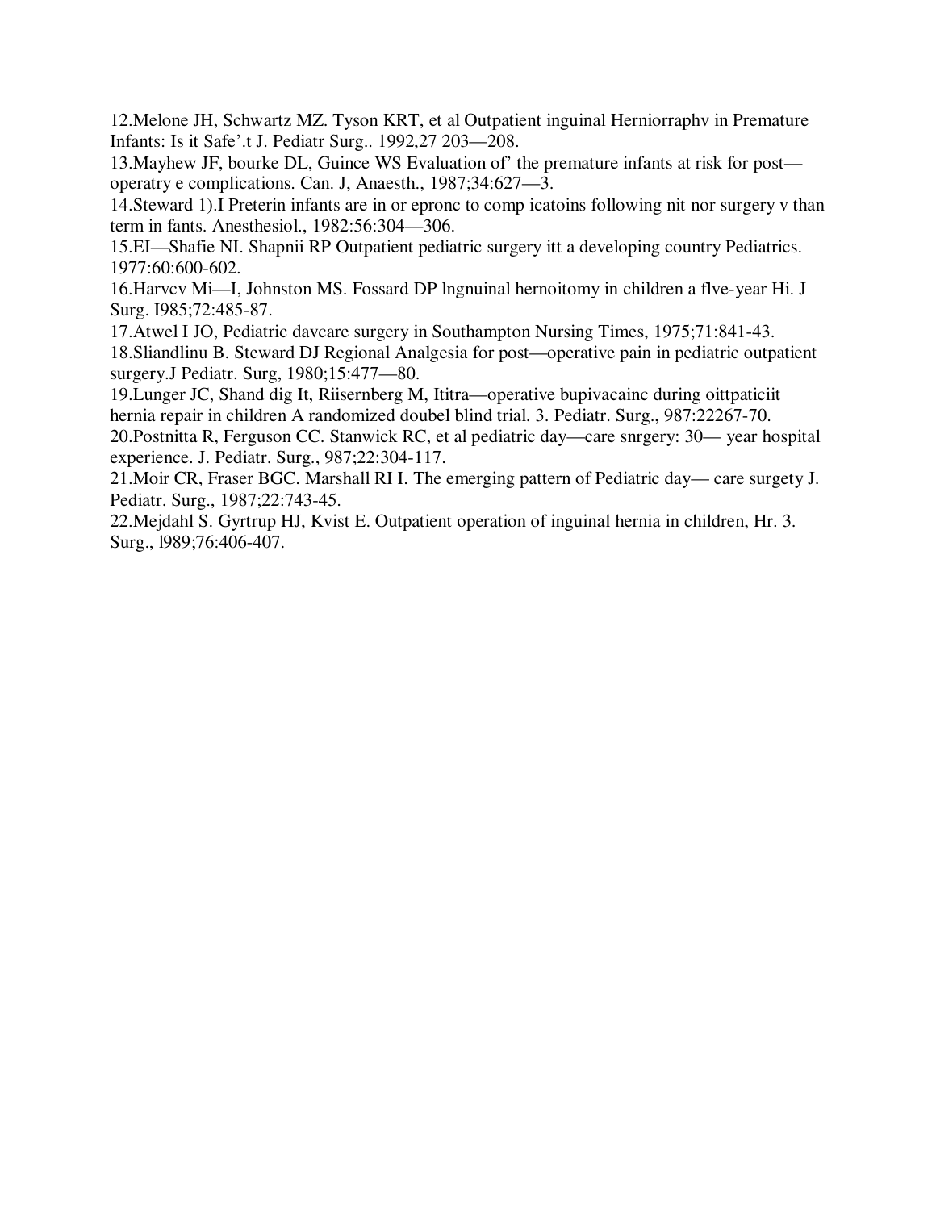12.Melone JH, Schwartz MZ. Tyson KRT, et al Outpatient inguinal Herniorraphv in Premature Infants: Is it Safe'.t J. Pediatr Surg.. 1992,27 203—208.

13.Mayhew JF, bourke DL, Guince WS Evaluation of' the premature infants at risk for post—operatry e complications. Can. J, Anaesth., 1987;34:627—3.

14.Steward 1).I Preterin infants are in or epronc to comp icatoins following nit nor surgery v than term in fants. Anesthesiol., 1982:56:304—306.

15.EI—Shafie NI. Shapnii RP Outpatient pediatric surgery itt a developing country Pediatrics. 1977:60:600-602.

16.Harvcv Mi—I, Johnston MS. Fossard DP lngnuinal hernoitomy in children a flve-year Hi. J Surg. I985;72:485-87.

17.Atwel I JO, Pediatric davcare surgery in Southampton Nursing Times, 1975;71:841-43.

18.Sliandlinu B. Steward DJ Regional Analgesia for post—operative pain in pediatric outpatient surgery.J Pediatr. Surg, 1980;15:477—80.

19.Lunger JC, Shand dig It, Riisernberg M, Ititra—operative bupivacainc during oittpaticiit hernia repair in children A randomized doubel blind trial. 3. Pediatr. Surg., 987:22267-70.

20.Postnitta R, Ferguson CC. Stanwick RC, et al pediatric day—care snrgery: 30— year hospital experience. J. Pediatr. Surg., 987;22:304-117.

21.Moir CR, Fraser BGC. Marshall RI I. The emerging pattern of Pediatric day— care surgety J. Pediatr. Surg., 1987;22:743-45.

22.Mejdahl S. Gyrtrup HJ, Kvist E. Outpatient operation of inguinal hernia in children, Hr. 3. Surg., l989;76:406-407.